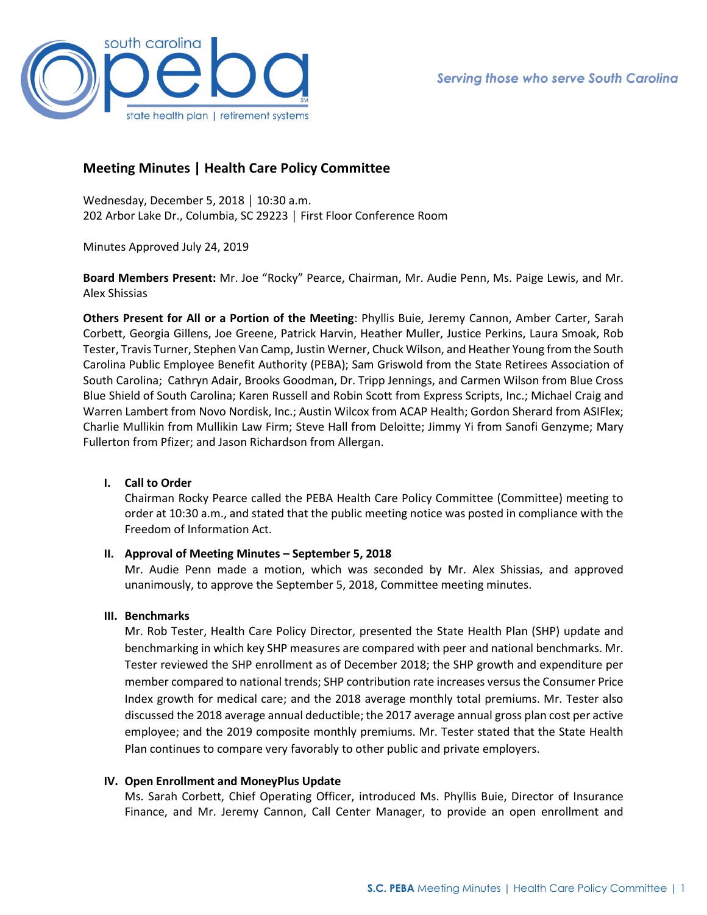# Meeting Minutes | Health Care Policy Committee

Wednesday, December 5, 2018 │ 10:30 a.m.
202 Arbor Lake Dr., Columbia, SC 29223 │ First Floor Conference Room

Minutes Approved July 24, 2019

**Board Members Present:** Mr. Joe "Rocky" Pearce, Chairman, Mr. Audie Penn, Ms. Paige Lewis, and Mr. Alex Shissias

**Others Present for All or a Portion of the Meeting**: Phyllis Buie, Jeremy Cannon, Amber Carter, Sarah Corbett, Georgia Gillens, Joe Greene, Patrick Harvin, Heather Muller, Justice Perkins, Laura Smoak, Rob Tester, Travis Turner, Stephen Van Camp, Justin Werner, Chuck Wilson, and Heather Young from the South Carolina Public Employee Benefit Authority (PEBA); Sam Griswold from the State Retirees Association of South Carolina; Cathryn Adair, Brooks Goodman, Dr. Tripp Jennings, and Carmen Wilson from Blue Cross Blue Shield of South Carolina; Karen Russell and Robin Scott from Express Scripts, Inc.; Michael Craig and Warren Lambert from Novo Nordisk, Inc.; Austin Wilcox from ACAP Health; Gordon Sherard from ASIFlex; Charlie Mullikin from Mullikin Law Firm; Steve Hall from Deloitte; Jimmy Yi from Sanofi Genzyme; Mary Fullerton from Pfizer; and Jason Richardson from Allergan.

## I. Call to Order

Chairman Rocky Pearce called the PEBA Health Care Policy Committee (Committee) meeting to order at 10:30 a.m., and stated that the public meeting notice was posted in compliance with the Freedom of Information Act.

## II. Approval of Meeting Minutes – September 5, 2018

Mr. Audie Penn made a motion, which was seconded by Mr. Alex Shissias, and approved unanimously, to approve the September 5, 2018, Committee meeting minutes.

## III. Benchmarks

Mr. Rob Tester, Health Care Policy Director, presented the State Health Plan (SHP) update and benchmarking in which key SHP measures are compared with peer and national benchmarks. Mr. Tester reviewed the SHP enrollment as of December 2018; the SHP growth and expenditure per member compared to national trends; SHP contribution rate increases versus the Consumer Price Index growth for medical care; and the 2018 average monthly total premiums. Mr. Tester also discussed the 2018 average annual deductible; the 2017 average annual gross plan cost per active employee; and the 2019 composite monthly premiums. Mr. Tester stated that the State Health Plan continues to compare very favorably to other public and private employers.

## IV. Open Enrollment and MoneyPlus Update

Ms. Sarah Corbett, Chief Operating Officer, introduced Ms. Phyllis Buie, Director of Insurance Finance, and Mr. Jeremy Cannon, Call Center Manager, to provide an open enrollment and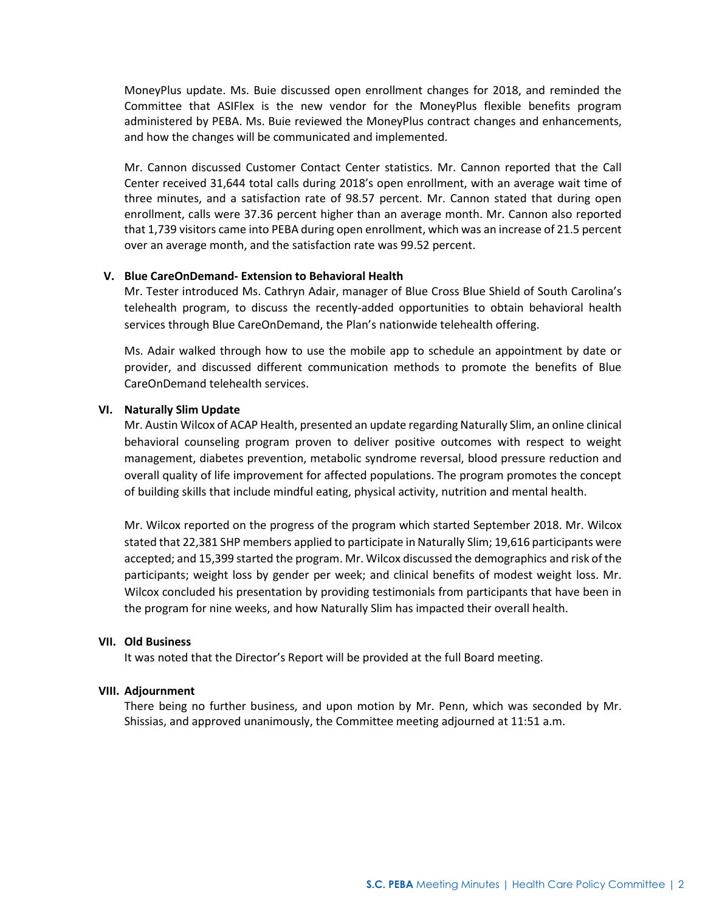MoneyPlus update. Ms. Buie discussed open enrollment changes for 2018, and reminded the Committee that ASIFlex is the new vendor for the MoneyPlus flexible benefits program administered by PEBA. Ms. Buie reviewed the MoneyPlus contract changes and enhancements, and how the changes will be communicated and implemented.

Mr. Cannon discussed Customer Contact Center statistics. Mr. Cannon reported that the Call Center received 31,644 total calls during 2018's open enrollment, with an average wait time of three minutes, and a satisfaction rate of 98.57 percent. Mr. Cannon stated that during open enrollment, calls were 37.36 percent higher than an average month. Mr. Cannon also reported that 1,739 visitors came into PEBA during open enrollment, which was an increase of 21.5 percent over an average month, and the satisfaction rate was 99.52 percent.

## V. Blue CareOnDemand- Extension to Behavioral Health

Mr. Tester introduced Ms. Cathryn Adair, manager of Blue Cross Blue Shield of South Carolina's telehealth program, to discuss the recently-added opportunities to obtain behavioral health services through Blue CareOnDemand, the Plan's nationwide telehealth offering.

Ms. Adair walked through how to use the mobile app to schedule an appointment by date or provider, and discussed different communication methods to promote the benefits of Blue CareOnDemand telehealth services.

## VI. Naturally Slim Update

Mr. Austin Wilcox of ACAP Health, presented an update regarding Naturally Slim, an online clinical behavioral counseling program proven to deliver positive outcomes with respect to weight management, diabetes prevention, metabolic syndrome reversal, blood pressure reduction and overall quality of life improvement for affected populations. The program promotes the concept of building skills that include mindful eating, physical activity, nutrition and mental health.

Mr. Wilcox reported on the progress of the program which started September 2018. Mr. Wilcox stated that 22,381 SHP members applied to participate in Naturally Slim; 19,616 participants were accepted; and 15,399 started the program. Mr. Wilcox discussed the demographics and risk of the participants; weight loss by gender per week; and clinical benefits of modest weight loss. Mr. Wilcox concluded his presentation by providing testimonials from participants that have been in the program for nine weeks, and how Naturally Slim has impacted their overall health.

## VII. Old Business

It was noted that the Director's Report will be provided at the full Board meeting.

## VIII. Adjournment

There being no further business, and upon motion by Mr. Penn, which was seconded by Mr. Shissias, and approved unanimously, the Committee meeting adjourned at 11:51 a.m.